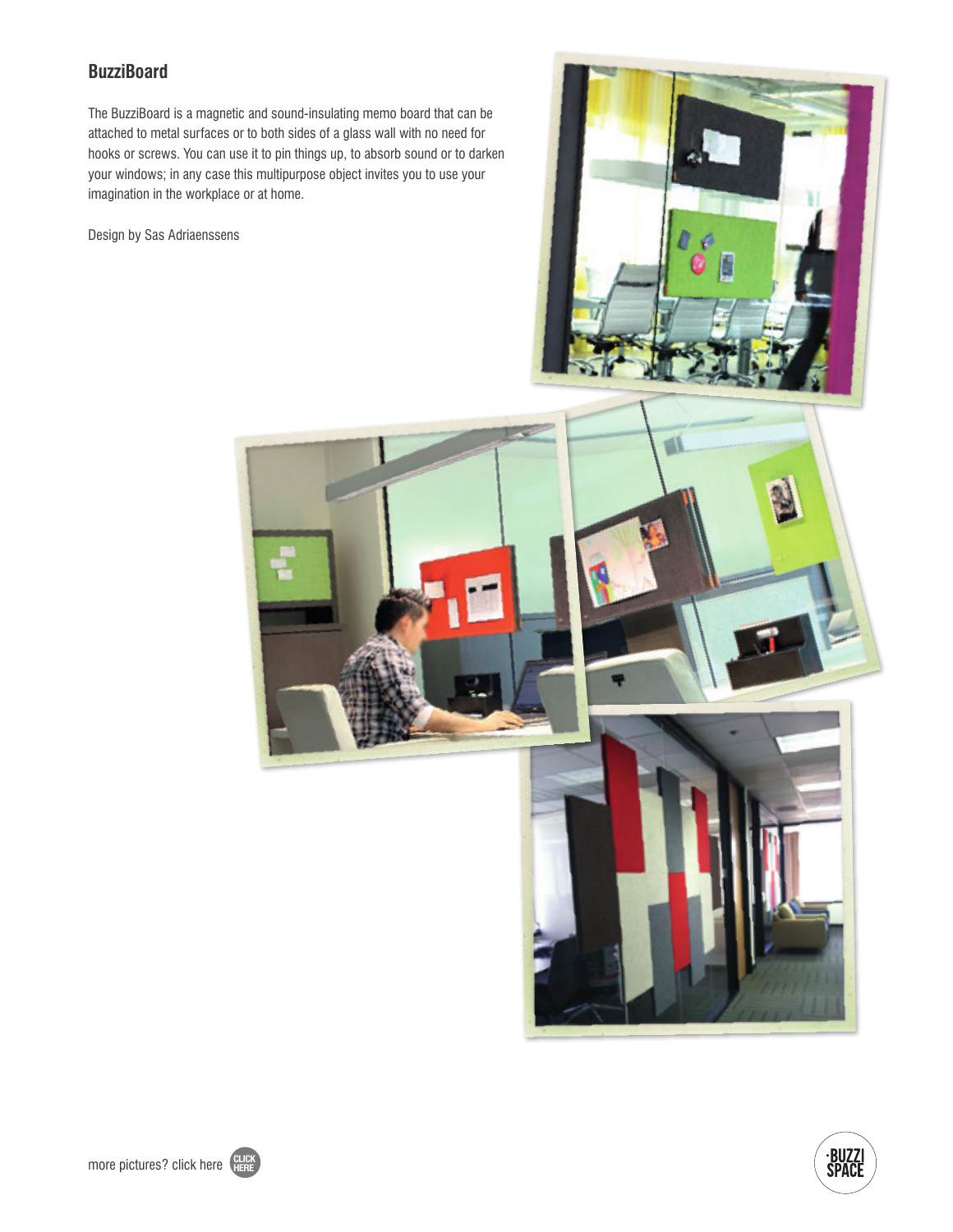## BuzziBoard

The BuzziBoard is a magnetic and sound-insulating memo board that can be attached to metal surfaces or to both sides of a glass wall with no need for hooks or screws. You can use it to pin things up, to absorb sound or to darken your windows; in any case this multipurpose object invites you to use your imagination in the workplace or at home.

Design by Sas Adriaenssens

more pictures? click here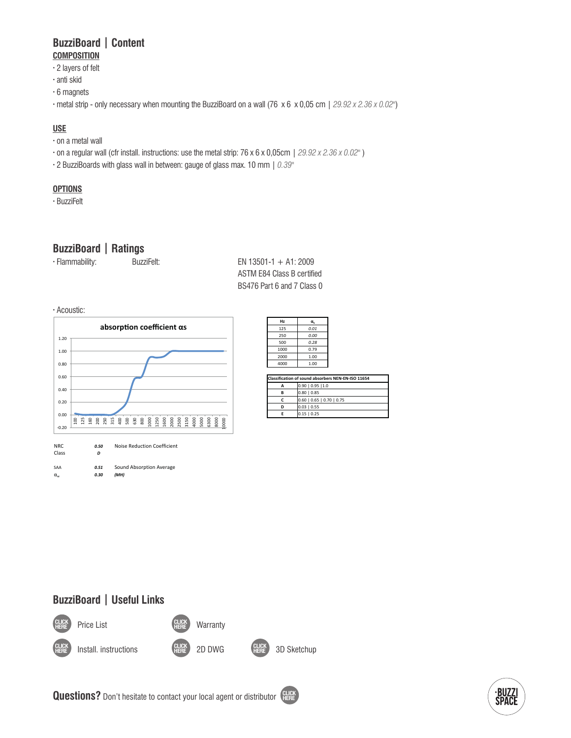## BuzziBoard | Content

**COMPOSITION**

- 2 layers of felt
- anti skid
- 6 magnets
- metal strip - only necessary when mounting the BuzziBoard on a wall (76 x 6 x 0,05 cm | *29.92 x 2.36 x 0.02*")

**USE**

- on a metal wall
- on a regular wall (cfr install. instructions: use the metal strip: 76 x 6 x 0,05cm | *29.92 x 2.36 x 0.02*" )
- 2 BuzziBoards with glass wall in between: gauge of glass max. 10 mm | *0.39*"

**OPTIONS**

- BuzziFelt

## BuzziBoard | Ratings

- Flammability: BuzziFelt: EN 13501-1 + A1: 2009
  ASTM E84 Class B certified
  BS476 Part 6 and 7 Class 0

- Acoustic:

**absorption coefficient αs**

| Hz | $\alpha_s$ |
|---|---|
| 125 | *0.01* |
| 250 | *0.00* |
| 500 | *0.28* |
| 1000 | 0.79 |
| 2000 | 1.00 |
| 4000 | 1.00 |

| Classification of sound absorbers NEN-EN-ISO 11654 | |
|---|---|
| A | 0.90 \| 0.95 \|1.0 |
| B | 0.80 \| 0.85 |
| C | 0.60 \| 0.65 \| 0.70 \| 0.75 |
| D | 0.03 \| 0.55 |
| E | 0.15 \| 0.25 |

| | | |
|---|---|---|
| NRC | ***0.50*** | Noise Reduction Coefficient |
| Class | ***D*** | |
| SAA | ***0.51*** | Sound Absorption Average |
| $\alpha_w$ | ***0.30*** | ***(MH)*** |

## BuzziBoard | Useful Links

CLICK HERE Price List

CLICK HERE Warranty

CLICK HERE Install. instructions

CLICK HERE 2D DWG

CLICK HERE 3D Sketchup

**Questions?** Don't hesitate to contact your local agent or distributor CLICK HERE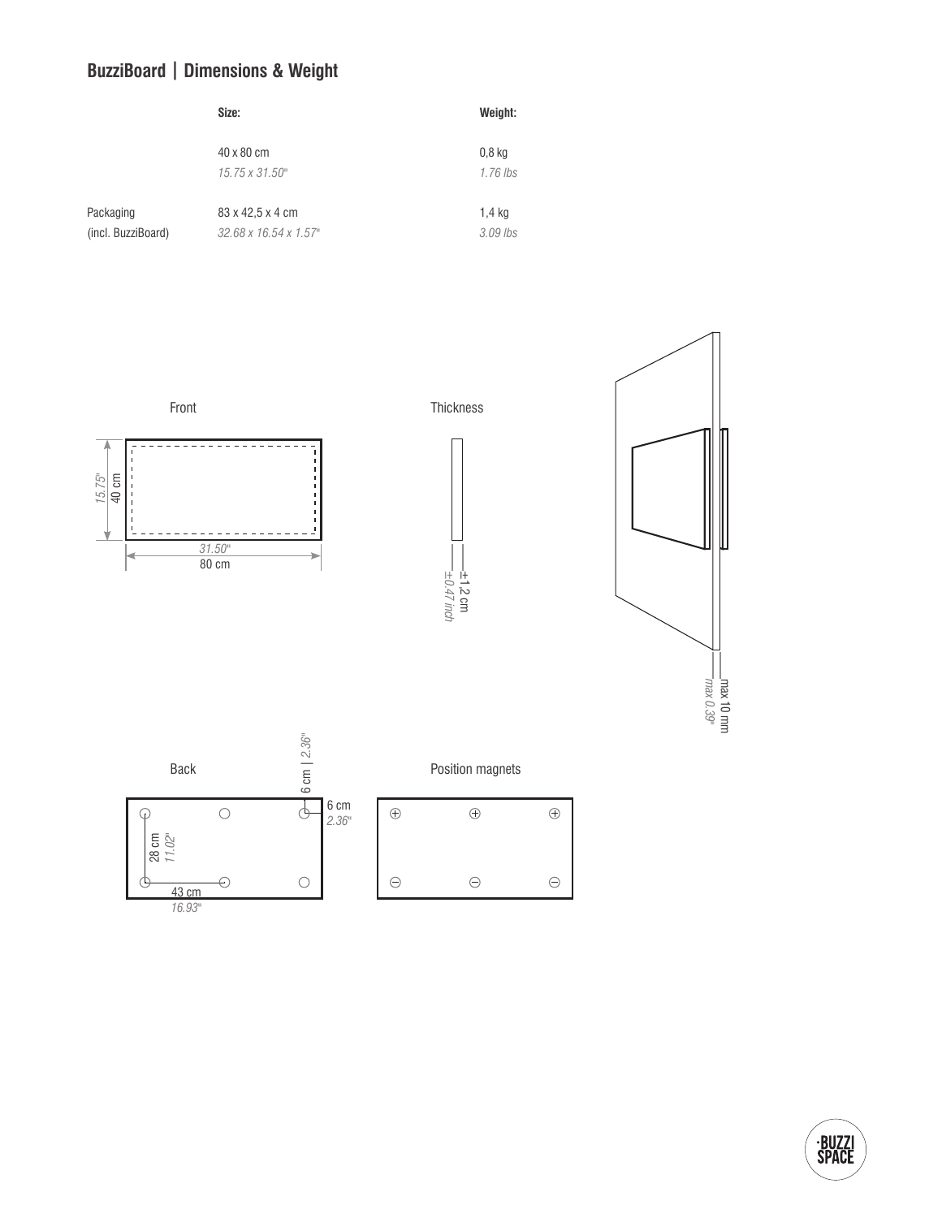## BuzziBoard | Dimensions & Weight

| | Size: | Weight: |
|---|---|---|
| | 40 x 80 cm | 0,8 kg |
| | *15.75 x 31.50"* | *1.76 lbs* |
| Packaging | 83 x 42,5 x 4 cm | 1,4 kg |
| (incl. BuzziBoard) | *32.68 x 16.54 x 1.57"* | *3.09 lbs* |

Front

*15.75"*
40 cm

*31.50"*
80 cm

Thickness

±1,2 cm
*±0.47 inch*

max 10 mm
*max 0.39"*

Back

6 cm | *2.36"*

6 cm
*2.36"*

28 cm
*11.02"*

43 cm
*16.93"*

Position magnets